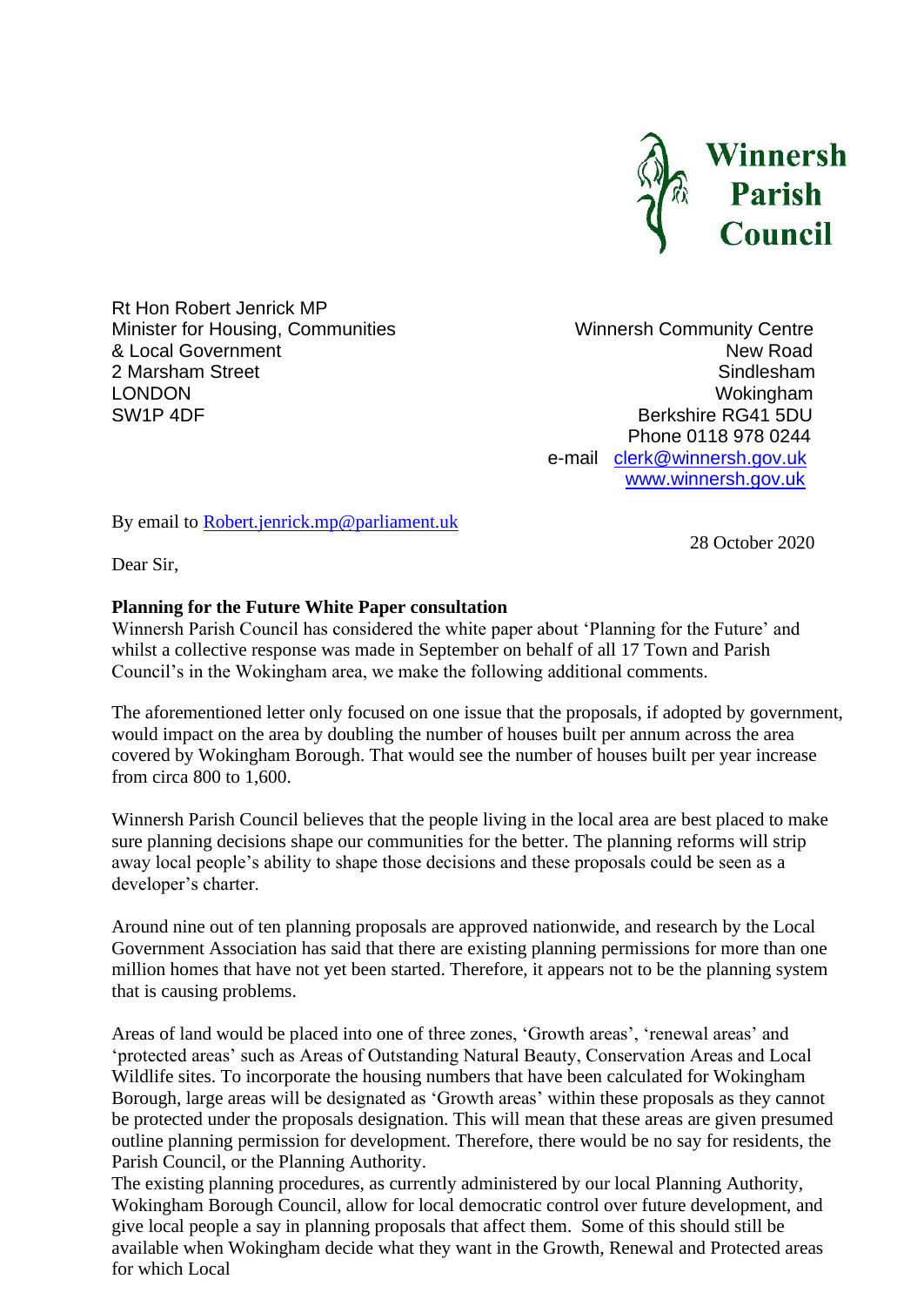**Winnersh Parish Council**

Rt Hon Robert Jenrick MP
Minister for Housing, Communities & Local Government
2 Marsham Street
LONDON
SW1P 4DF

Winnersh Community Centre
New Road
Sindlesham
Wokingham
Berkshire RG41 5DU
Phone 0118 978 0244
e-mail clerk@winnersh.gov.uk
www.winnersh.gov.uk

By email to Robert.jenrick.mp@parliament.uk

28 October 2020

Dear Sir,

**Planning for the Future White Paper consultation**

Winnersh Parish Council has considered the white paper about 'Planning for the Future' and whilst a collective response was made in September on behalf of all 17 Town and Parish Council's in the Wokingham area, we make the following additional comments.

The aforementioned letter only focused on one issue that the proposals, if adopted by government, would impact on the area by doubling the number of houses built per annum across the area covered by Wokingham Borough. That would see the number of houses built per year increase from circa 800 to 1,600.

Winnersh Parish Council believes that the people living in the local area are best placed to make sure planning decisions shape our communities for the better. The planning reforms will strip away local people's ability to shape those decisions and these proposals could be seen as a developer's charter.

Around nine out of ten planning proposals are approved nationwide, and research by the Local Government Association has said that there are existing planning permissions for more than one million homes that have not yet been started. Therefore, it appears not to be the planning system that is causing problems.

Areas of land would be placed into one of three zones, 'Growth areas', 'renewal areas' and 'protected areas' such as Areas of Outstanding Natural Beauty, Conservation Areas and Local Wildlife sites. To incorporate the housing numbers that have been calculated for Wokingham Borough, large areas will be designated as 'Growth areas' within these proposals as they cannot be protected under the proposals designation. This will mean that these areas are given presumed outline planning permission for development. Therefore, there would be no say for residents, the Parish Council, or the Planning Authority.

The existing planning procedures, as currently administered by our local Planning Authority, Wokingham Borough Council, allow for local democratic control over future development, and give local people a say in planning proposals that affect them. Some of this should still be available when Wokingham decide what they want in the Growth, Renewal and Protected areas for which Local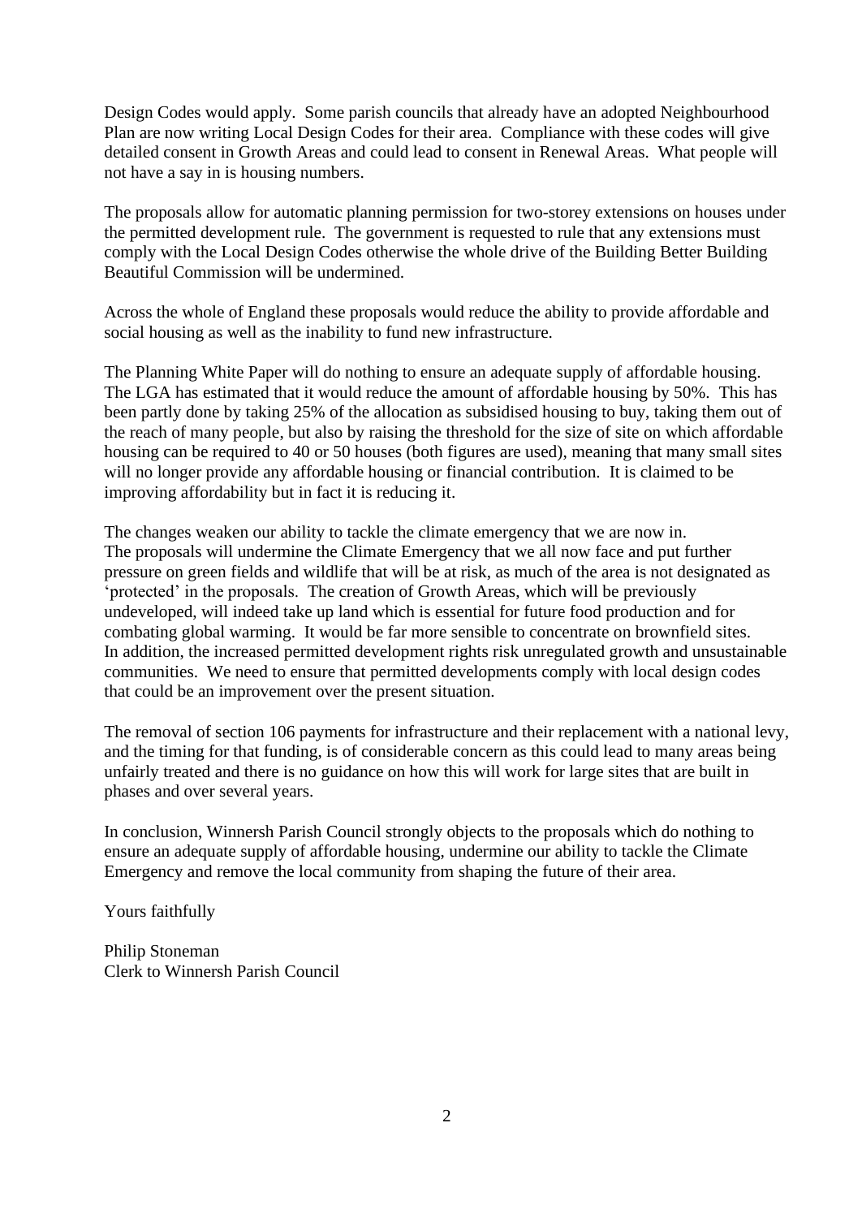Design Codes would apply. Some parish councils that already have an adopted Neighbourhood Plan are now writing Local Design Codes for their area. Compliance with these codes will give detailed consent in Growth Areas and could lead to consent in Renewal Areas. What people will not have a say in is housing numbers.

The proposals allow for automatic planning permission for two-storey extensions on houses under the permitted development rule. The government is requested to rule that any extensions must comply with the Local Design Codes otherwise the whole drive of the Building Better Building Beautiful Commission will be undermined.

Across the whole of England these proposals would reduce the ability to provide affordable and social housing as well as the inability to fund new infrastructure.

The Planning White Paper will do nothing to ensure an adequate supply of affordable housing. The LGA has estimated that it would reduce the amount of affordable housing by 50%. This has been partly done by taking 25% of the allocation as subsidised housing to buy, taking them out of the reach of many people, but also by raising the threshold for the size of site on which affordable housing can be required to 40 or 50 houses (both figures are used), meaning that many small sites will no longer provide any affordable housing or financial contribution. It is claimed to be improving affordability but in fact it is reducing it.

The changes weaken our ability to tackle the climate emergency that we are now in.
The proposals will undermine the Climate Emergency that we all now face and put further pressure on green fields and wildlife that will be at risk, as much of the area is not designated as 'protected' in the proposals. The creation of Growth Areas, which will be previously undeveloped, will indeed take up land which is essential for future food production and for combating global warming. It would be far more sensible to concentrate on brownfield sites.
In addition, the increased permitted development rights risk unregulated growth and unsustainable communities. We need to ensure that permitted developments comply with local design codes that could be an improvement over the present situation.

The removal of section 106 payments for infrastructure and their replacement with a national levy, and the timing for that funding, is of considerable concern as this could lead to many areas being unfairly treated and there is no guidance on how this will work for large sites that are built in phases and over several years.

In conclusion, Winnersh Parish Council strongly objects to the proposals which do nothing to ensure an adequate supply of affordable housing, undermine our ability to tackle the Climate Emergency and remove the local community from shaping the future of their area.

Yours faithfully

Philip Stoneman
Clerk to Winnersh Parish Council